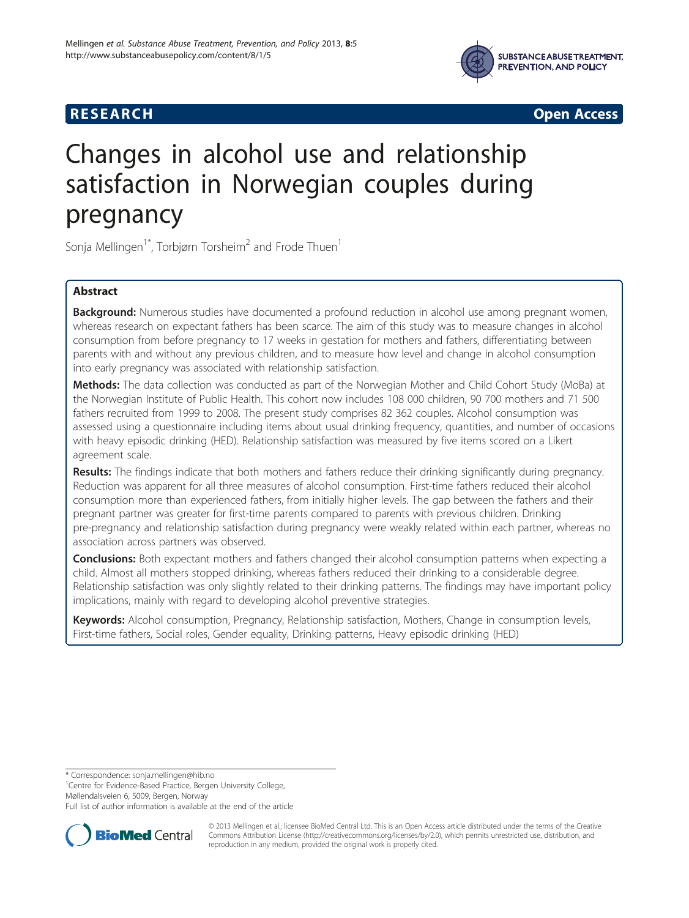**RESEARCH** **Open Access**

# Changes in alcohol use and relationship satisfaction in Norwegian couples during pregnancy

Sonja Mellingen[1*], Torbjørn Torsheim[2] and Frode Thuen[1]

## Abstract

**Background:** Numerous studies have documented a profound reduction in alcohol use among pregnant women, whereas research on expectant fathers has been scarce. The aim of this study was to measure changes in alcohol consumption from before pregnancy to 17 weeks in gestation for mothers and fathers, differentiating between parents with and without any previous children, and to measure how level and change in alcohol consumption into early pregnancy was associated with relationship satisfaction.

**Methods:** The data collection was conducted as part of the Norwegian Mother and Child Cohort Study (MoBa) at the Norwegian Institute of Public Health. This cohort now includes 108 000 children, 90 700 mothers and 71 500 fathers recruited from 1999 to 2008. The present study comprises 82 362 couples. Alcohol consumption was assessed using a questionnaire including items about usual drinking frequency, quantities, and number of occasions with heavy episodic drinking (HED). Relationship satisfaction was measured by five items scored on a Likert agreement scale.

**Results:** The findings indicate that both mothers and fathers reduce their drinking significantly during pregnancy. Reduction was apparent for all three measures of alcohol consumption. First-time fathers reduced their alcohol consumption more than experienced fathers, from initially higher levels. The gap between the fathers and their pregnant partner was greater for first-time parents compared to parents with previous children. Drinking pre-pregnancy and relationship satisfaction during pregnancy were weakly related within each partner, whereas no association across partners was observed.

**Conclusions:** Both expectant mothers and fathers changed their alcohol consumption patterns when expecting a child. Almost all mothers stopped drinking, whereas fathers reduced their drinking to a considerable degree. Relationship satisfaction was only slightly related to their drinking patterns. The findings may have important policy implications, mainly with regard to developing alcohol preventive strategies.

**Keywords:** Alcohol consumption, Pregnancy, Relationship satisfaction, Mothers, Change in consumption levels, First-time fathers, Social roles, Gender equality, Drinking patterns, Heavy episodic drinking (HED)

\* Correspondence: sonja.mellingen@hib.no
[1]Centre for Evidence-Based Practice, Bergen University College, Møllendalsveien 6, 5009, Bergen, Norway
Full list of author information is available at the end of the article

© 2013 Mellingen et al.; licensee BioMed Central Ltd. This is an Open Access article distributed under the terms of the Creative Commons Attribution License (http://creativecommons.org/licenses/by/2.0), which permits unrestricted use, distribution, and reproduction in any medium, provided the original work is properly cited.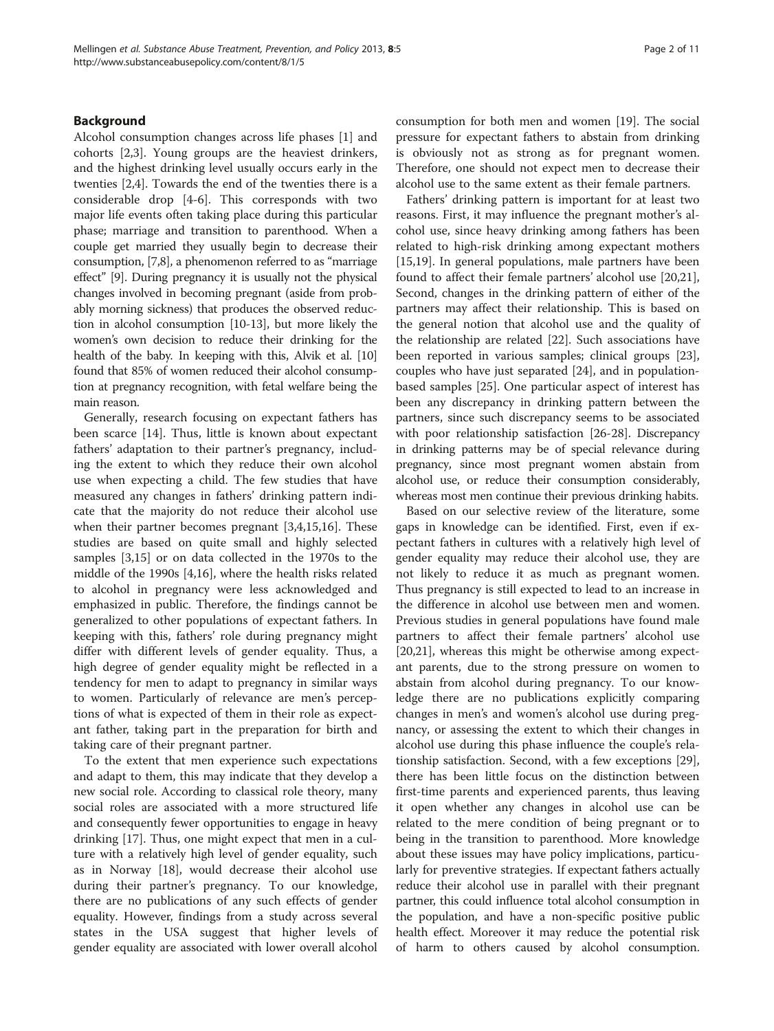## Background

Alcohol consumption changes across life phases [1] and cohorts [2,3]. Young groups are the heaviest drinkers, and the highest drinking level usually occurs early in the twenties [2,4]. Towards the end of the twenties there is a considerable drop [4-6]. This corresponds with two major life events often taking place during this particular phase; marriage and transition to parenthood. When a couple get married they usually begin to decrease their consumption, [7,8], a phenomenon referred to as "marriage effect" [9]. During pregnancy it is usually not the physical changes involved in becoming pregnant (aside from probably morning sickness) that produces the observed reduction in alcohol consumption [10-13], but more likely the women's own decision to reduce their drinking for the health of the baby. In keeping with this, Alvik et al. [10] found that 85% of women reduced their alcohol consumption at pregnancy recognition, with fetal welfare being the main reason.

Generally, research focusing on expectant fathers has been scarce [14]. Thus, little is known about expectant fathers' adaptation to their partner's pregnancy, including the extent to which they reduce their own alcohol use when expecting a child. The few studies that have measured any changes in fathers' drinking pattern indicate that the majority do not reduce their alcohol use when their partner becomes pregnant [3,4,15,16]. These studies are based on quite small and highly selected samples [3,15] or on data collected in the 1970s to the middle of the 1990s [4,16], where the health risks related to alcohol in pregnancy were less acknowledged and emphasized in public. Therefore, the findings cannot be generalized to other populations of expectant fathers. In keeping with this, fathers' role during pregnancy might differ with different levels of gender equality. Thus, a high degree of gender equality might be reflected in a tendency for men to adapt to pregnancy in similar ways to women. Particularly of relevance are men's perceptions of what is expected of them in their role as expectant father, taking part in the preparation for birth and taking care of their pregnant partner.

To the extent that men experience such expectations and adapt to them, this may indicate that they develop a new social role. According to classical role theory, many social roles are associated with a more structured life and consequently fewer opportunities to engage in heavy drinking [17]. Thus, one might expect that men in a culture with a relatively high level of gender equality, such as in Norway [18], would decrease their alcohol use during their partner's pregnancy. To our knowledge, there are no publications of any such effects of gender equality. However, findings from a study across several states in the USA suggest that higher levels of gender equality are associated with lower overall alcohol consumption for both men and women [19]. The social pressure for expectant fathers to abstain from drinking is obviously not as strong as for pregnant women. Therefore, one should not expect men to decrease their alcohol use to the same extent as their female partners.

Fathers' drinking pattern is important for at least two reasons. First, it may influence the pregnant mother's alcohol use, since heavy drinking among fathers has been related to high-risk drinking among expectant mothers [15,19]. In general populations, male partners have been found to affect their female partners' alcohol use [20,21], Second, changes in the drinking pattern of either of the partners may affect their relationship. This is based on the general notion that alcohol use and the quality of the relationship are related [22]. Such associations have been reported in various samples; clinical groups [23], couples who have just separated [24], and in population-based samples [25]. One particular aspect of interest has been any discrepancy in drinking pattern between the partners, since such discrepancy seems to be associated with poor relationship satisfaction [26-28]. Discrepancy in drinking patterns may be of special relevance during pregnancy, since most pregnant women abstain from alcohol use, or reduce their consumption considerably, whereas most men continue their previous drinking habits.

Based on our selective review of the literature, some gaps in knowledge can be identified. First, even if expectant fathers in cultures with a relatively high level of gender equality may reduce their alcohol use, they are not likely to reduce it as much as pregnant women. Thus pregnancy is still expected to lead to an increase in the difference in alcohol use between men and women. Previous studies in general populations have found male partners to affect their female partners' alcohol use [20,21], whereas this might be otherwise among expectant parents, due to the strong pressure on women to abstain from alcohol during pregnancy. To our knowledge there are no publications explicitly comparing changes in men's and women's alcohol use during pregnancy, or assessing the extent to which their changes in alcohol use during this phase influence the couple's relationship satisfaction. Second, with a few exceptions [29], there has been little focus on the distinction between first-time parents and experienced parents, thus leaving it open whether any changes in alcohol use can be related to the mere condition of being pregnant or to being in the transition to parenthood. More knowledge about these issues may have policy implications, particularly for preventive strategies. If expectant fathers actually reduce their alcohol use in parallel with their pregnant partner, this could influence total alcohol consumption in the population, and have a non-specific positive public health effect. Moreover it may reduce the potential risk of harm to others caused by alcohol consumption.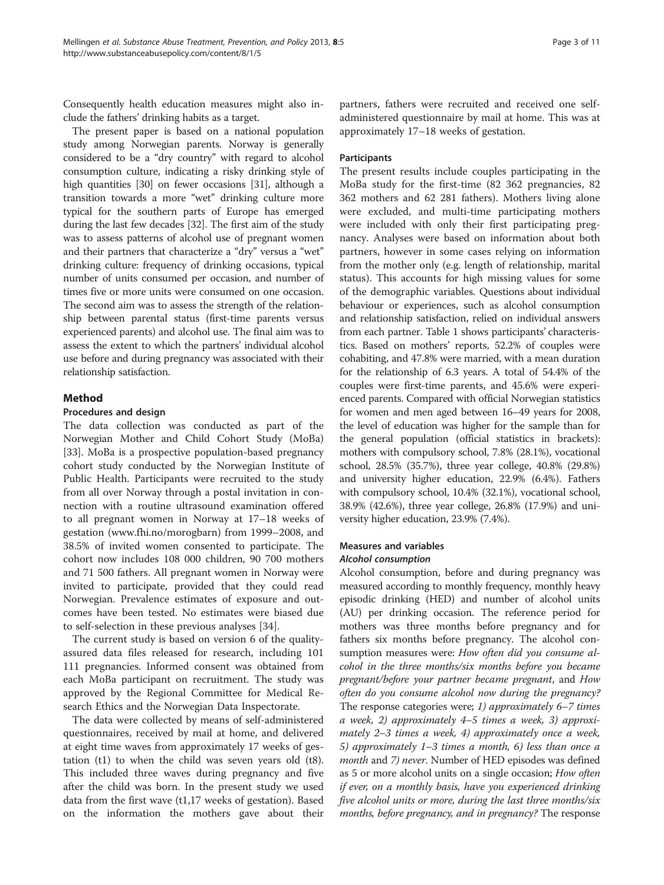Consequently health education measures might also include the fathers' drinking habits as a target.

The present paper is based on a national population study among Norwegian parents. Norway is generally considered to be a "dry country" with regard to alcohol consumption culture, indicating a risky drinking style of high quantities [30] on fewer occasions [31], although a transition towards a more "wet" drinking culture more typical for the southern parts of Europe has emerged during the last few decades [32]. The first aim of the study was to assess patterns of alcohol use of pregnant women and their partners that characterize a "dry" versus a "wet" drinking culture: frequency of drinking occasions, typical number of units consumed per occasion, and number of times five or more units were consumed on one occasion. The second aim was to assess the strength of the relationship between parental status (first-time parents versus experienced parents) and alcohol use. The final aim was to assess the extent to which the partners' individual alcohol use before and during pregnancy was associated with their relationship satisfaction.

## Method

### Procedures and design

The data collection was conducted as part of the Norwegian Mother and Child Cohort Study (MoBa) [33]. MoBa is a prospective population-based pregnancy cohort study conducted by the Norwegian Institute of Public Health. Participants were recruited to the study from all over Norway through a postal invitation in connection with a routine ultrasound examination offered to all pregnant women in Norway at 17–18 weeks of gestation (www.fhi.no/morogbarn) from 1999–2008, and 38.5% of invited women consented to participate. The cohort now includes 108 000 children, 90 700 mothers and 71 500 fathers. All pregnant women in Norway were invited to participate, provided that they could read Norwegian. Prevalence estimates of exposure and outcomes have been tested. No estimates were biased due to self-selection in these previous analyses [34].

The current study is based on version 6 of the quality-assured data files released for research, including 101 111 pregnancies. Informed consent was obtained from each MoBa participant on recruitment. The study was approved by the Regional Committee for Medical Research Ethics and the Norwegian Data Inspectorate.

The data were collected by means of self-administered questionnaires, received by mail at home, and delivered at eight time waves from approximately 17 weeks of gestation (t1) to when the child was seven years old (t8). This included three waves during pregnancy and five after the child was born. In the present study we used data from the first wave (t1,17 weeks of gestation). Based on the information the mothers gave about their partners, fathers were recruited and received one self-administered questionnaire by mail at home. This was at approximately 17–18 weeks of gestation.

### Participants

The present results include couples participating in the MoBa study for the first-time (82 362 pregnancies, 82 362 mothers and 62 281 fathers). Mothers living alone were excluded, and multi-time participating mothers were included with only their first participating pregnancy. Analyses were based on information about both partners, however in some cases relying on information from the mother only (e.g. length of relationship, marital status). This accounts for high missing values for some of the demographic variables. Questions about individual behaviour or experiences, such as alcohol consumption and relationship satisfaction, relied on individual answers from each partner. Table 1 shows participants' characteristics. Based on mothers' reports, 52.2% of couples were cohabiting, and 47.8% were married, with a mean duration for the relationship of 6.3 years. A total of 54.4% of the couples were first-time parents, and 45.6% were experienced parents. Compared with official Norwegian statistics for women and men aged between 16–49 years for 2008, the level of education was higher for the sample than for the general population (official statistics in brackets): mothers with compulsory school, 7.8% (28.1%), vocational school, 28.5% (35.7%), three year college, 40.8% (29.8%) and university higher education, 22.9% (6.4%). Fathers with compulsory school, 10.4% (32.1%), vocational school, 38.9% (42.6%), three year college, 26.8% (17.9%) and university higher education, 23.9% (7.4%).

### Measures and variables

#### *Alcohol consumption*

Alcohol consumption, before and during pregnancy was measured according to monthly frequency, monthly heavy episodic drinking (HED) and number of alcohol units (AU) per drinking occasion. The reference period for mothers was three months before pregnancy and for fathers six months before pregnancy. The alcohol consumption measures were: *How often did you consume alcohol in the three months/six months before you became pregnant/before your partner became pregnant*, and *How often do you consume alcohol now during the pregnancy?* The response categories were; *1) approximately 6–7 times a week, 2) approximately 4–5 times a week, 3) approximately 2–3 times a week, 4) approximately once a week, 5) approximately 1–3 times a month, 6) less than once a month* and *7) never*. Number of HED episodes was defined as 5 or more alcohol units on a single occasion; *How often if ever, on a monthly basis, have you experienced drinking five alcohol units or more, during the last three months/six months, before pregnancy, and in pregnancy?* The response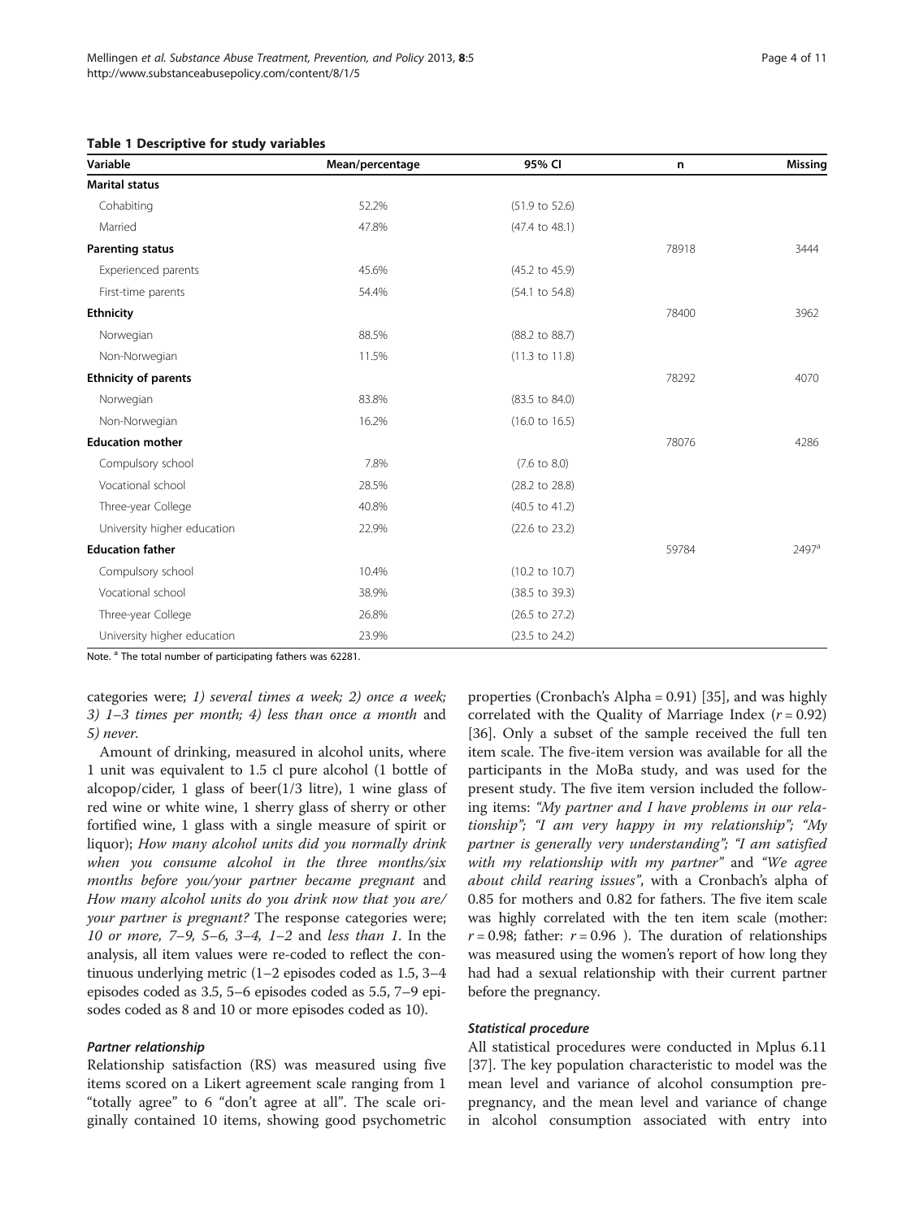**Table 1 Descriptive for study variables**

| Variable | Mean/percentage | 95% CI | n | Missing |
|---|---|---|---|---|
| **Marital status** | | | | |
| Cohabiting | 52.2% | (51.9 to 52.6) | | |
| Married | 47.8% | (47.4 to 48.1) | | |
| **Parenting status** | | | 78918 | 3444 |
| Experienced parents | 45.6% | (45.2 to 45.9) | | |
| First-time parents | 54.4% | (54.1 to 54.8) | | |
| **Ethnicity** | | | 78400 | 3962 |
| Norwegian | 88.5% | (88.2 to 88.7) | | |
| Non-Norwegian | 11.5% | (11.3 to 11.8) | | |
| **Ethnicity of parents** | | | 78292 | 4070 |
| Norwegian | 83.8% | (83.5 to 84.0) | | |
| Non-Norwegian | 16.2% | (16.0 to 16.5) | | |
| **Education mother** | | | 78076 | 4286 |
| Compulsory school | 7.8% | (7.6 to 8.0) | | |
| Vocational school | 28.5% | (28.2 to 28.8) | | |
| Three-year College | 40.8% | (40.5 to 41.2) | | |
| University higher education | 22.9% | (22.6 to 23.2) | | |
| **Education father** | | | 59784 | 2497[a] |
| Compulsory school | 10.4% | (10.2 to 10.7) | | |
| Vocational school | 38.9% | (38.5 to 39.3) | | |
| Three-year College | 26.8% | (26.5 to 27.2) | | |
| University higher education | 23.9% | (23.5 to 24.2) | | |

Note. [a] The total number of participating fathers was 62281.

categories were; *1) several times a week; 2) once a week; 3) 1–3 times per month; 4) less than once a month* and *5) never.*

Amount of drinking, measured in alcohol units, where 1 unit was equivalent to 1.5 cl pure alcohol (1 bottle of alcopop/cider, 1 glass of beer(1/3 litre), 1 wine glass of red wine or white wine, 1 sherry glass of sherry or other fortified wine, 1 glass with a single measure of spirit or liquor); *How many alcohol units did you normally drink when you consume alcohol in the three months/six months before you/your partner became pregnant* and *How many alcohol units do you drink now that you are/your partner is pregnant?* The response categories were; *10 or more, 7–9, 5–6, 3–4, 1–2* and *less than 1*. In the analysis, all item values were re-coded to reflect the continuous underlying metric (1–2 episodes coded as 1.5, 3–4 episodes coded as 3.5, 5–6 episodes coded as 5.5, 7–9 episodes coded as 8 and 10 or more episodes coded as 10).

#### Partner relationship

Relationship satisfaction (RS) was measured using five items scored on a Likert agreement scale ranging from 1 "totally agree" to 6 "don't agree at all". The scale originally contained 10 items, showing good psychometric properties (Cronbach's Alpha = 0.91) [35], and was highly correlated with the Quality of Marriage Index ($r = 0.92$) [36]. Only a subset of the sample received the full ten item scale. The five-item version was available for all the participants in the MoBa study, and was used for the present study. The five item version included the following items: *"My partner and I have problems in our relationship"; "I am very happy in my relationship"; "My partner is generally very understanding"; "I am satisfied with my relationship with my partner"* and *"We agree about child rearing issues"*, with a Cronbach's alpha of 0.85 for mothers and 0.82 for fathers. The five item scale was highly correlated with the ten item scale (mother: $r = 0.98$; father: $r = 0.96$ ). The duration of relationships was measured using the women's report of how long they had had a sexual relationship with their current partner before the pregnancy.

#### Statistical procedure

All statistical procedures were conducted in Mplus 6.11 [37]. The key population characteristic to model was the mean level and variance of alcohol consumption pre-pregnancy, and the mean level and variance of change in alcohol consumption associated with entry into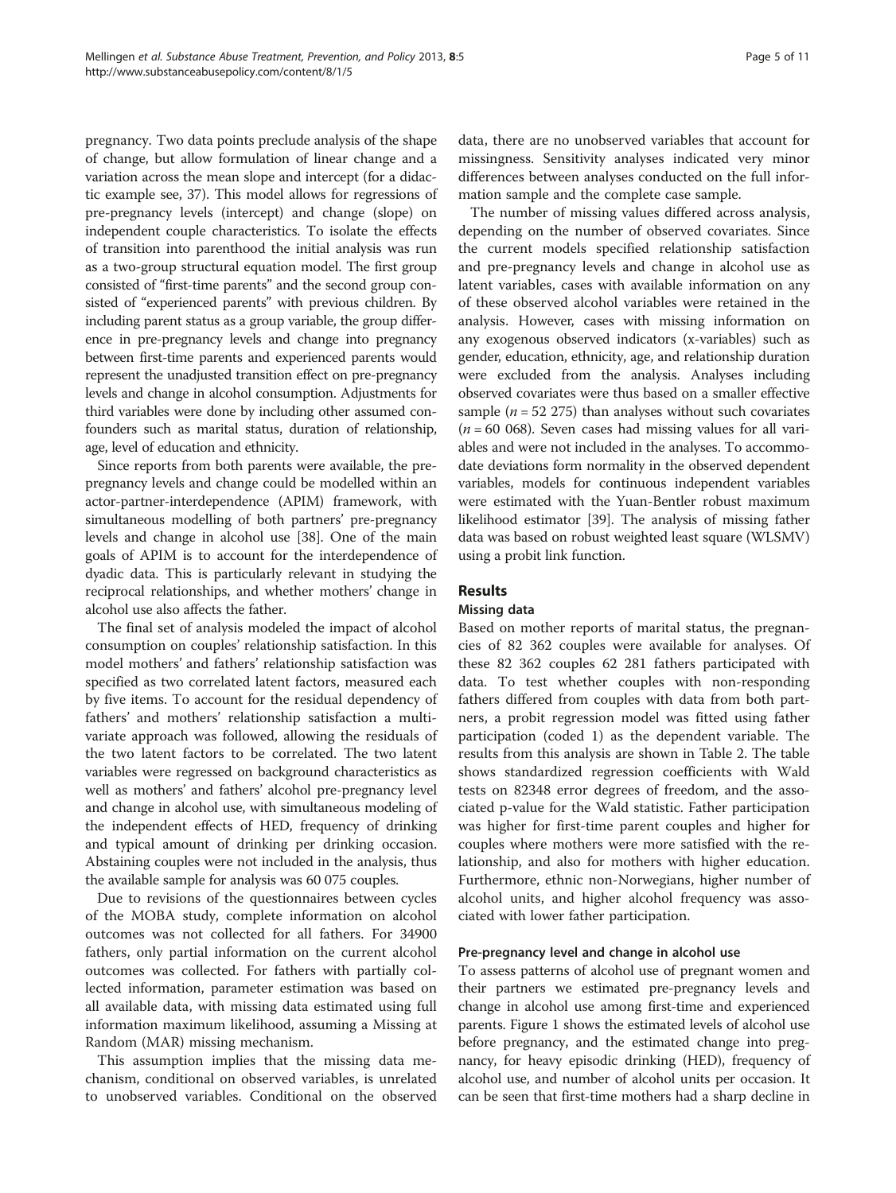pregnancy. Two data points preclude analysis of the shape of change, but allow formulation of linear change and a variation across the mean slope and intercept (for a didactic example see, 37). This model allows for regressions of pre-pregnancy levels (intercept) and change (slope) on independent couple characteristics. To isolate the effects of transition into parenthood the initial analysis was run as a two-group structural equation model. The first group consisted of "first-time parents" and the second group consisted of "experienced parents" with previous children. By including parent status as a group variable, the group difference in pre-pregnancy levels and change into pregnancy between first-time parents and experienced parents would represent the unadjusted transition effect on pre-pregnancy levels and change in alcohol consumption. Adjustments for third variables were done by including other assumed confounders such as marital status, duration of relationship, age, level of education and ethnicity.

Since reports from both parents were available, the pre-pregnancy levels and change could be modelled within an actor-partner-interdependence (APIM) framework, with simultaneous modelling of both partners' pre-pregnancy levels and change in alcohol use [38]. One of the main goals of APIM is to account for the interdependence of dyadic data. This is particularly relevant in studying the reciprocal relationships, and whether mothers' change in alcohol use also affects the father.

The final set of analysis modeled the impact of alcohol consumption on couples' relationship satisfaction. In this model mothers' and fathers' relationship satisfaction was specified as two correlated latent factors, measured each by five items. To account for the residual dependency of fathers' and mothers' relationship satisfaction a multivariate approach was followed, allowing the residuals of the two latent factors to be correlated. The two latent variables were regressed on background characteristics as well as mothers' and fathers' alcohol pre-pregnancy level and change in alcohol use, with simultaneous modeling of the independent effects of HED, frequency of drinking and typical amount of drinking per drinking occasion. Abstaining couples were not included in the analysis, thus the available sample for analysis was 60 075 couples.

Due to revisions of the questionnaires between cycles of the MOBA study, complete information on alcohol outcomes was not collected for all fathers. For 34900 fathers, only partial information on the current alcohol outcomes was collected. For fathers with partially collected information, parameter estimation was based on all available data, with missing data estimated using full information maximum likelihood, assuming a Missing at Random (MAR) missing mechanism.

This assumption implies that the missing data mechanism, conditional on observed variables, is unrelated to unobserved variables. Conditional on the observed data, there are no unobserved variables that account for missingness. Sensitivity analyses indicated very minor differences between analyses conducted on the full information sample and the complete case sample.

The number of missing values differed across analysis, depending on the number of observed covariates. Since the current models specified relationship satisfaction and pre-pregnancy levels and change in alcohol use as latent variables, cases with available information on any of these observed alcohol variables were retained in the analysis. However, cases with missing information on any exogenous observed indicators (x-variables) such as gender, education, ethnicity, age, and relationship duration were excluded from the analysis. Analyses including observed covariates were thus based on a smaller effective sample ($n = 52\ 275$) than analyses without such covariates ($n = 60\ 068$). Seven cases had missing values for all variables and were not included in the analyses. To accommodate deviations form normality in the observed dependent variables, models for continuous independent variables were estimated with the Yuan-Bentler robust maximum likelihood estimator [39]. The analysis of missing father data was based on robust weighted least square (WLSMV) using a probit link function.

## Results

### Missing data

Based on mother reports of marital status, the pregnancies of 82 362 couples were available for analyses. Of these 82 362 couples 62 281 fathers participated with data. To test whether couples with non-responding fathers differed from couples with data from both partners, a probit regression model was fitted using father participation (coded 1) as the dependent variable. The results from this analysis are shown in Table 2. The table shows standardized regression coefficients with Wald tests on 82348 error degrees of freedom, and the associated p-value for the Wald statistic. Father participation was higher for first-time parent couples and higher for couples where mothers were more satisfied with the relationship, and also for mothers with higher education. Furthermore, ethnic non-Norwegians, higher number of alcohol units, and higher alcohol frequency was associated with lower father participation.

### Pre-pregnancy level and change in alcohol use

To assess patterns of alcohol use of pregnant women and their partners we estimated pre-pregnancy levels and change in alcohol use among first-time and experienced parents. Figure 1 shows the estimated levels of alcohol use before pregnancy, and the estimated change into pregnancy, for heavy episodic drinking (HED), frequency of alcohol use, and number of alcohol units per occasion. It can be seen that first-time mothers had a sharp decline in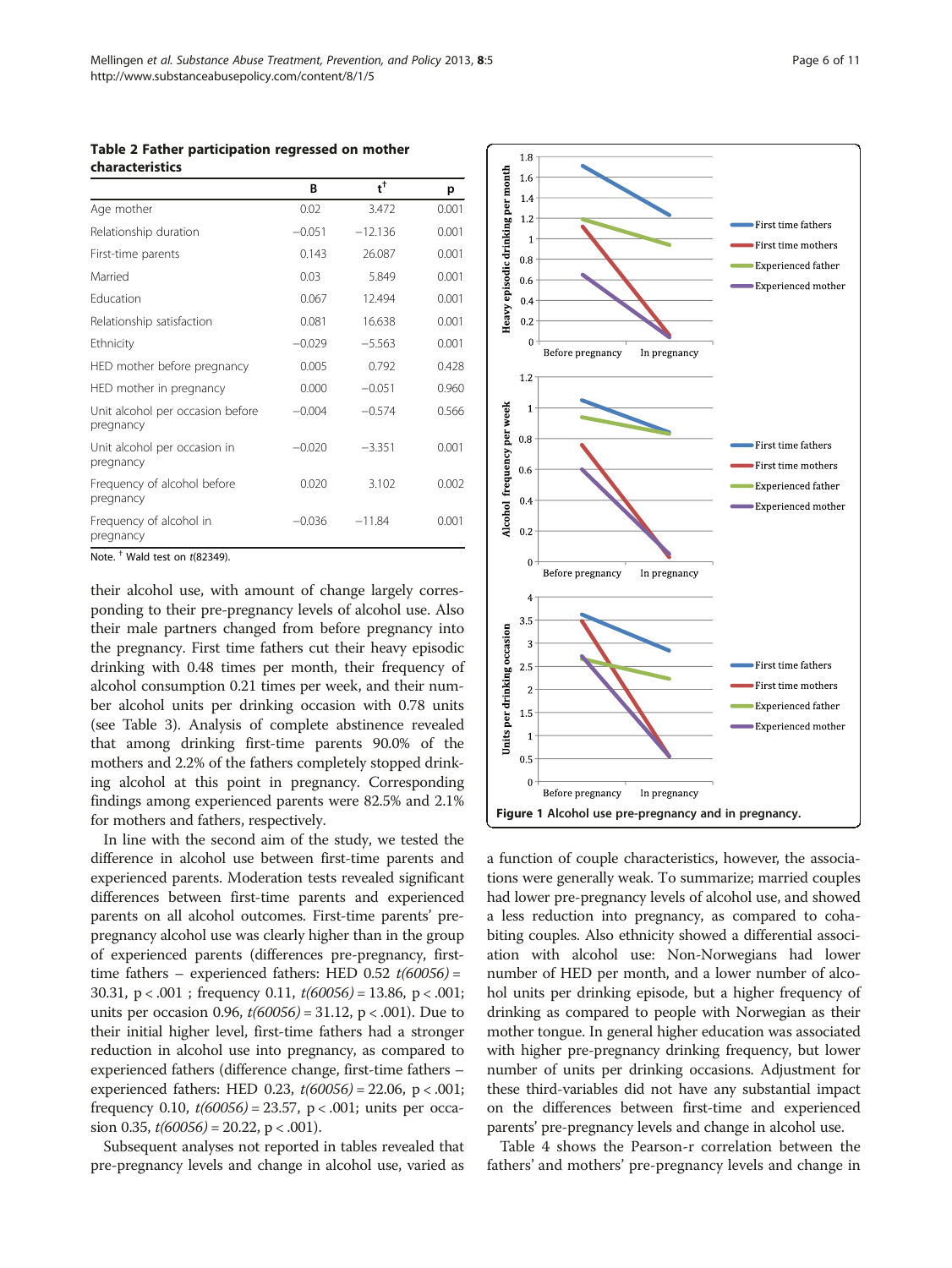**Table 2 Father participation regressed on mother characteristics**

| | B | t[†] | p |
|---|---|---|---|
| Age mother | 0.02 | 3.472 | 0.001 |
| Relationship duration | −0.051 | −12.136 | 0.001 |
| First-time parents | 0.143 | 26.087 | 0.001 |
| Married | 0.03 | 5.849 | 0.001 |
| Education | 0.067 | 12.494 | 0.001 |
| Relationship satisfaction | 0.081 | 16.638 | 0.001 |
| Ethnicity | −0.029 | −5.563 | 0.001 |
| HED mother before pregnancy | 0.005 | 0.792 | 0.428 |
| HED mother in pregnancy | 0.000 | −0.051 | 0.960 |
| Unit alcohol per occasion before pregnancy | −0.004 | −0.574 | 0.566 |
| Unit alcohol per occasion in pregnancy | −0.020 | −3.351 | 0.001 |
| Frequency of alcohol before pregnancy | 0.020 | 3.102 | 0.002 |
| Frequency of alcohol in pregnancy | −0.036 | −11.84 | 0.001 |

Note. [†] Wald test on $t(82349)$.

their alcohol use, with amount of change largely corresponding to their pre-pregnancy levels of alcohol use. Also their male partners changed from before pregnancy into the pregnancy. First time fathers cut their heavy episodic drinking with 0.48 times per month, their frequency of alcohol consumption 0.21 times per week, and their number alcohol units per drinking occasion with 0.78 units (see Table 3). Analysis of complete abstinence revealed that among drinking first-time parents 90.0% of the mothers and 2.2% of the fathers completely stopped drinking alcohol at this point in pregnancy. Corresponding findings among experienced parents were 82.5% and 2.1% for mothers and fathers, respectively.

In line with the second aim of the study, we tested the difference in alcohol use between first-time parents and experienced parents. Moderation tests revealed significant differences between first-time parents and experienced parents on all alcohol outcomes. First-time parents' pre-pregnancy alcohol use was clearly higher than in the group of experienced parents (differences pre-pregnancy, first-time fathers – experienced fathers: HED 0.52 $t(60056) = 30.31$, $p < .001$ ; frequency 0.11, $t(60056) = 13.86$, $p < .001$; units per occasion 0.96, $t(60056) = 31.12$, $p < .001$). Due to their initial higher level, first-time fathers had a stronger reduction in alcohol use into pregnancy, as compared to experienced fathers (difference change, first-time fathers – experienced fathers: HED 0.23, $t(60056) = 22.06$, $p < .001$; frequency 0.10, $t(60056) = 23.57$, $p < .001$; units per occasion 0.35, $t(60056) = 20.22$, $p < .001$).

Subsequent analyses not reported in tables revealed that pre-pregnancy levels and change in alcohol use, varied as a function of couple characteristics, however, the associations were generally weak. To summarize; married couples had lower pre-pregnancy levels of alcohol use, and showed a less reduction into pregnancy, as compared to cohabiting couples. Also ethnicity showed a differential association with alcohol use: Non-Norwegians had lower number of HED per month, and a lower number of alcohol units per drinking episode, but a higher frequency of drinking as compared to people with Norwegian as their mother tongue. In general higher education was associated with higher pre-pregnancy drinking frequency, but lower number of units per drinking occasions. Adjustment for these third-variables did not have any substantial impact on the differences between first-time and experienced parents' pre-pregnancy levels and change in alcohol use.

Figure 1 Alcohol use pre-pregnancy and in pregnancy.

Table 4 shows the Pearson-r correlation between the fathers' and mothers' pre-pregnancy levels and change in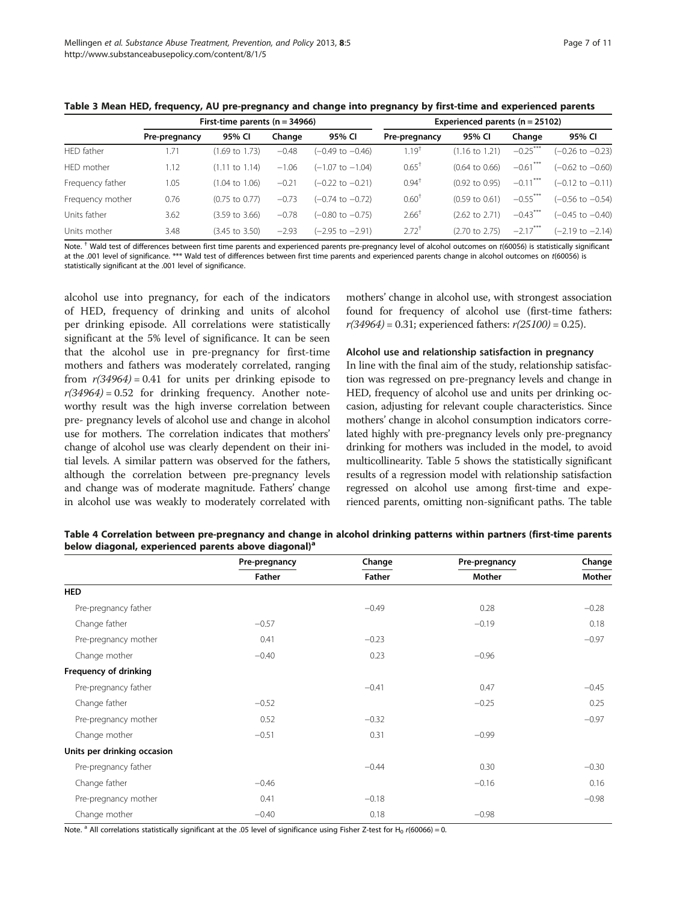**Table 3 Mean HED, frequency, AU pre-pregnancy and change into pregnancy by first-time and experienced parents**

| | First-time parents (n = 34966) | | | | Experienced parents (n = 25102) | | | |
|---|---|---|---|---|---|---|---|---|
| | Pre-pregnancy | 95% CI | Change | 95% CI | Pre-pregnancy | 95% CI | Change | 95% CI |
| HED father | 1.71 | (1.69 to 1.73) | −0.48 | (−0.49 to −0.46) | 1.19† | (1.16 to 1.21) | −0.25*** | (−0.26 to −0.23) |
| HED mother | 1.12 | (1.11 to 1.14) | −1.06 | (−1.07 to −1.04) | 0.65† | (0.64 to 0.66) | −0.61*** | (−0.62 to −0.60) |
| Frequency father | 1.05 | (1.04 to 1.06) | −0.21 | (−0.22 to −0.21) | 0.94† | (0.92 to 0.95) | −0.11*** | (−0.12 to −0.11) |
| Frequency mother | 0.76 | (0.75 to 0.77) | −0.73 | (−0.74 to −0.72) | 0.60† | (0.59 to 0.61) | −0.55*** | (−0.56 to −0.54) |
| Units father | 3.62 | (3.59 to 3.66) | −0.78 | (−0.80 to −0.75) | 2.66† | (2.62 to 2.71) | −0.43*** | (−0.45 to −0.40) |
| Units mother | 3.48 | (3.45 to 3.50) | −2.93 | (−2.95 to −2.91) | 2.72† | (2.70 to 2.75) | −2.17*** | (−2.19 to −2.14) |

Note. † Wald test of differences between first time parents and experienced parents pre-pregnancy level of alcohol outcomes on $t(60056)$ is statistically significant at the .001 level of significance. *** Wald test of differences between first time parents and experienced parents change in alcohol outcomes on $t(60056)$ is statistically significant at the .001 level of significance.

alcohol use into pregnancy, for each of the indicators of HED, frequency of drinking and units of alcohol per drinking episode. All correlations were statistically significant at the 5% level of significance. It can be seen that the alcohol use in pre-pregnancy for first-time mothers and fathers was moderately correlated, ranging from $r(34964) = 0.41$ for units per drinking episode to $r(34964) = 0.52$ for drinking frequency. Another noteworthy result was the high inverse correlation between pre- pregnancy levels of alcohol use and change in alcohol use for mothers. The correlation indicates that mothers' change of alcohol use was clearly dependent on their initial levels. A similar pattern was observed for the fathers, although the correlation between pre-pregnancy levels and change was of moderate magnitude. Fathers' change in alcohol use was weakly to moderately correlated with mothers' change in alcohol use, with strongest association found for frequency of alcohol use (first-time fathers: $r(34964) = 0.31$; experienced fathers: $r(25100) = 0.25$).

### Alcohol use and relationship satisfaction in pregnancy

In line with the final aim of the study, relationship satisfaction was regressed on pre-pregnancy levels and change in HED, frequency of alcohol use and units per drinking occasion, adjusting for relevant couple characteristics. Since mothers' change in alcohol consumption indicators correlated highly with pre-pregnancy levels only pre-pregnancy drinking for mothers was included in the model, to avoid multicollinearity. Table 5 shows the statistically significant results of a regression model with relationship satisfaction regressed on alcohol use among first-time and experienced parents, omitting non-significant paths. The table

**Table 4 Correlation between pre-pregnancy and change in alcohol drinking patterns within partners (first-time parents below diagonal, experienced parents above diagonal)[a]**

| | Pre-pregnancy | Change | Pre-pregnancy | Change |
|---|---|---|---|---|
| | Father | Father | Mother | Mother |
| **HED** | | | | |
| Pre-pregnancy father | | −0.49 | 0.28 | −0.28 |
| Change father | −0.57 | | −0.19 | 0.18 |
| Pre-pregnancy mother | 0.41 | −0.23 | | −0.97 |
| Change mother | −0.40 | 0.23 | −0.96 | |
| **Frequency of drinking** | | | | |
| Pre-pregnancy father | | −0.41 | 0.47 | −0.45 |
| Change father | −0.52 | | −0.25 | 0.25 |
| Pre-pregnancy mother | 0.52 | −0.32 | | −0.97 |
| Change mother | −0.51 | 0.31 | −0.99 | |
| **Units per drinking occasion** | | | | |
| Pre-pregnancy father | | −0.44 | 0.30 | −0.30 |
| Change father | −0.46 | | −0.16 | 0.16 |
| Pre-pregnancy mother | 0.41 | −0.18 | | −0.98 |
| Change mother | −0.40 | 0.18 | −0.98 | |

Note. [a] All correlations statistically significant at the .05 level of significance using Fisher Z-test for $H_0$ $r(60066) = 0$.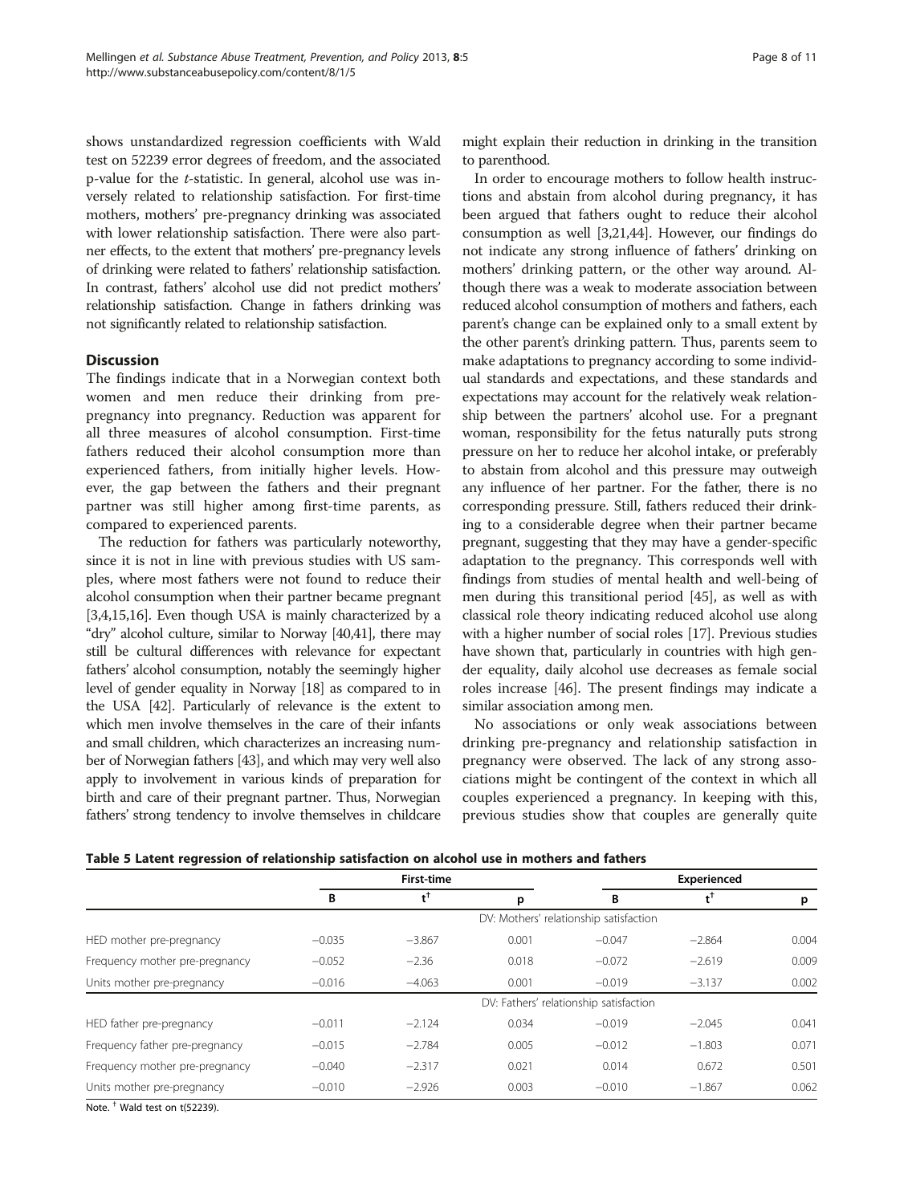shows unstandardized regression coefficients with Wald test on 52239 error degrees of freedom, and the associated p-value for the *t*-statistic. In general, alcohol use was inversely related to relationship satisfaction. For first-time mothers, mothers' pre-pregnancy drinking was associated with lower relationship satisfaction. There were also partner effects, to the extent that mothers' pre-pregnancy levels of drinking were related to fathers' relationship satisfaction. In contrast, fathers' alcohol use did not predict mothers' relationship satisfaction. Change in fathers drinking was not significantly related to relationship satisfaction.

## Discussion

The findings indicate that in a Norwegian context both women and men reduce their drinking from pre-pregnancy into pregnancy. Reduction was apparent for all three measures of alcohol consumption. First-time fathers reduced their alcohol consumption more than experienced fathers, from initially higher levels. However, the gap between the fathers and their pregnant partner was still higher among first-time parents, as compared to experienced parents.

The reduction for fathers was particularly noteworthy, since it is not in line with previous studies with US samples, where most fathers were not found to reduce their alcohol consumption when their partner became pregnant [3,4,15,16]. Even though USA is mainly characterized by a "dry" alcohol culture, similar to Norway [40,41], there may still be cultural differences with relevance for expectant fathers' alcohol consumption, notably the seemingly higher level of gender equality in Norway [18] as compared to in the USA [42]. Particularly of relevance is the extent to which men involve themselves in the care of their infants and small children, which characterizes an increasing number of Norwegian fathers [43], and which may very well also apply to involvement in various kinds of preparation for birth and care of their pregnant partner. Thus, Norwegian fathers' strong tendency to involve themselves in childcare might explain their reduction in drinking in the transition to parenthood.

In order to encourage mothers to follow health instructions and abstain from alcohol during pregnancy, it has been argued that fathers ought to reduce their alcohol consumption as well [3,21,44]. However, our findings do not indicate any strong influence of fathers' drinking on mothers' drinking pattern, or the other way around. Although there was a weak to moderate association between reduced alcohol consumption of mothers and fathers, each parent's change can be explained only to a small extent by the other parent's drinking pattern. Thus, parents seem to make adaptations to pregnancy according to some individual standards and expectations, and these standards and expectations may account for the relatively weak relationship between the partners' alcohol use. For a pregnant woman, responsibility for the fetus naturally puts strong pressure on her to reduce her alcohol intake, or preferably to abstain from alcohol and this pressure may outweigh any influence of her partner. For the father, there is no corresponding pressure. Still, fathers reduced their drinking to a considerable degree when their partner became pregnant, suggesting that they may have a gender-specific adaptation to the pregnancy. This corresponds well with findings from studies of mental health and well-being of men during this transitional period [45], as well as with classical role theory indicating reduced alcohol use along with a higher number of social roles [17]. Previous studies have shown that, particularly in countries with high gender equality, daily alcohol use decreases as female social roles increase [46]. The present findings may indicate a similar association among men.

No associations or only weak associations between drinking pre-pregnancy and relationship satisfaction in pregnancy were observed. The lack of any strong associations might be contingent of the context in which all couples experienced a pregnancy. In keeping with this, previous studies show that couples are generally quite

**Table 5 Latent regression of relationship satisfaction on alcohol use in mothers and fathers**

| | First-time | | | Experienced | | |
|---|---|---|---|---|---|---|
| | B | t[†] | p | B | t[†] | p |
| | | | DV: Mothers' relationship satisfaction | | | |
| HED mother pre-pregnancy | −0.035 | −3.867 | 0.001 | −0.047 | −2.864 | 0.004 |
| Frequency mother pre-pregnancy | −0.052 | −2.36 | 0.018 | −0.072 | −2.619 | 0.009 |
| Units mother pre-pregnancy | −0.016 | −4.063 | 0.001 | −0.019 | −3.137 | 0.002 |
| | | | DV: Fathers' relationship satisfaction | | | |
| HED father pre-pregnancy | −0.011 | −2.124 | 0.034 | −0.019 | −2.045 | 0.041 |
| Frequency father pre-pregnancy | −0.015 | −2.784 | 0.005 | −0.012 | −1.803 | 0.071 |
| Frequency mother pre-pregnancy | −0.040 | −2.317 | 0.021 | 0.014 | 0.672 | 0.501 |
| Units mother pre-pregnancy | −0.010 | −2.926 | 0.003 | −0.010 | −1.867 | 0.062 |

Note. [†] Wald test on t(52239).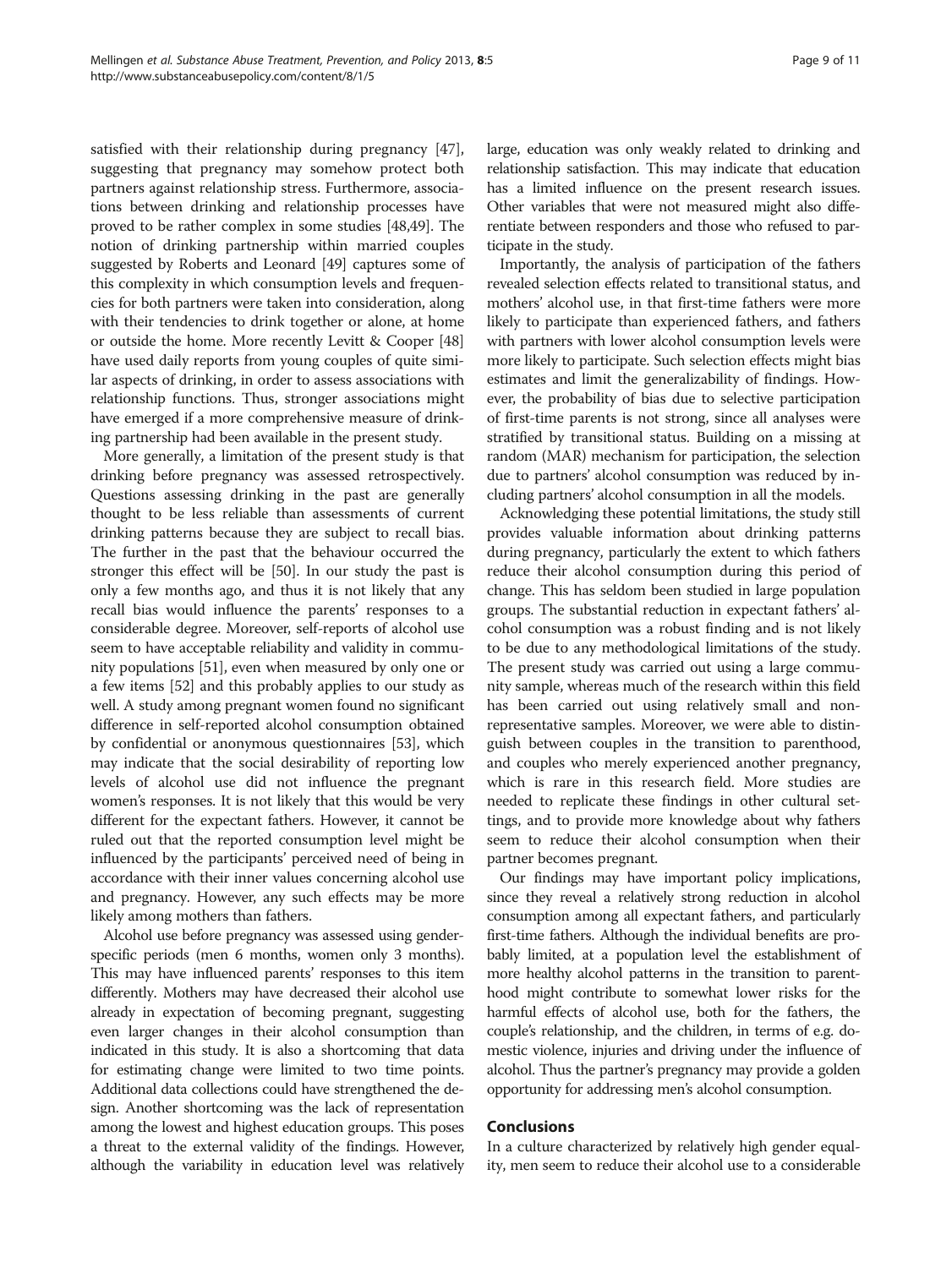satisfied with their relationship during pregnancy [47], suggesting that pregnancy may somehow protect both partners against relationship stress. Furthermore, associations between drinking and relationship processes have proved to be rather complex in some studies [48,49]. The notion of drinking partnership within married couples suggested by Roberts and Leonard [49] captures some of this complexity in which consumption levels and frequencies for both partners were taken into consideration, along with their tendencies to drink together or alone, at home or outside the home. More recently Levitt & Cooper [48] have used daily reports from young couples of quite similar aspects of drinking, in order to assess associations with relationship functions. Thus, stronger associations might have emerged if a more comprehensive measure of drinking partnership had been available in the present study.

More generally, a limitation of the present study is that drinking before pregnancy was assessed retrospectively. Questions assessing drinking in the past are generally thought to be less reliable than assessments of current drinking patterns because they are subject to recall bias. The further in the past that the behaviour occurred the stronger this effect will be [50]. In our study the past is only a few months ago, and thus it is not likely that any recall bias would influence the parents' responses to a considerable degree. Moreover, self-reports of alcohol use seem to have acceptable reliability and validity in community populations [51], even when measured by only one or a few items [52] and this probably applies to our study as well. A study among pregnant women found no significant difference in self-reported alcohol consumption obtained by confidential or anonymous questionnaires [53], which may indicate that the social desirability of reporting low levels of alcohol use did not influence the pregnant women's responses. It is not likely that this would be very different for the expectant fathers. However, it cannot be ruled out that the reported consumption level might be influenced by the participants' perceived need of being in accordance with their inner values concerning alcohol use and pregnancy. However, any such effects may be more likely among mothers than fathers.

Alcohol use before pregnancy was assessed using gender-specific periods (men 6 months, women only 3 months). This may have influenced parents' responses to this item differently. Mothers may have decreased their alcohol use already in expectation of becoming pregnant, suggesting even larger changes in their alcohol consumption than indicated in this study. It is also a shortcoming that data for estimating change were limited to two time points. Additional data collections could have strengthened the design. Another shortcoming was the lack of representation among the lowest and highest education groups. This poses a threat to the external validity of the findings. However, although the variability in education level was relatively large, education was only weakly related to drinking and relationship satisfaction. This may indicate that education has a limited influence on the present research issues. Other variables that were not measured might also differentiate between responders and those who refused to participate in the study.

Importantly, the analysis of participation of the fathers revealed selection effects related to transitional status, and mothers' alcohol use, in that first-time fathers were more likely to participate than experienced fathers, and fathers with partners with lower alcohol consumption levels were more likely to participate. Such selection effects might bias estimates and limit the generalizability of findings. However, the probability of bias due to selective participation of first-time parents is not strong, since all analyses were stratified by transitional status. Building on a missing at random (MAR) mechanism for participation, the selection due to partners' alcohol consumption was reduced by including partners' alcohol consumption in all the models.

Acknowledging these potential limitations, the study still provides valuable information about drinking patterns during pregnancy, particularly the extent to which fathers reduce their alcohol consumption during this period of change. This has seldom been studied in large population groups. The substantial reduction in expectant fathers' alcohol consumption was a robust finding and is not likely to be due to any methodological limitations of the study. The present study was carried out using a large community sample, whereas much of the research within this field has been carried out using relatively small and non-representative samples. Moreover, we were able to distinguish between couples in the transition to parenthood, and couples who merely experienced another pregnancy, which is rare in this research field. More studies are needed to replicate these findings in other cultural settings, and to provide more knowledge about why fathers seem to reduce their alcohol consumption when their partner becomes pregnant.

Our findings may have important policy implications, since they reveal a relatively strong reduction in alcohol consumption among all expectant fathers, and particularly first-time fathers. Although the individual benefits are probably limited, at a population level the establishment of more healthy alcohol patterns in the transition to parenthood might contribute to somewhat lower risks for the harmful effects of alcohol use, both for the fathers, the couple's relationship, and the children, in terms of e.g. domestic violence, injuries and driving under the influence of alcohol. Thus the partner's pregnancy may provide a golden opportunity for addressing men's alcohol consumption.

## Conclusions

In a culture characterized by relatively high gender equality, men seem to reduce their alcohol use to a considerable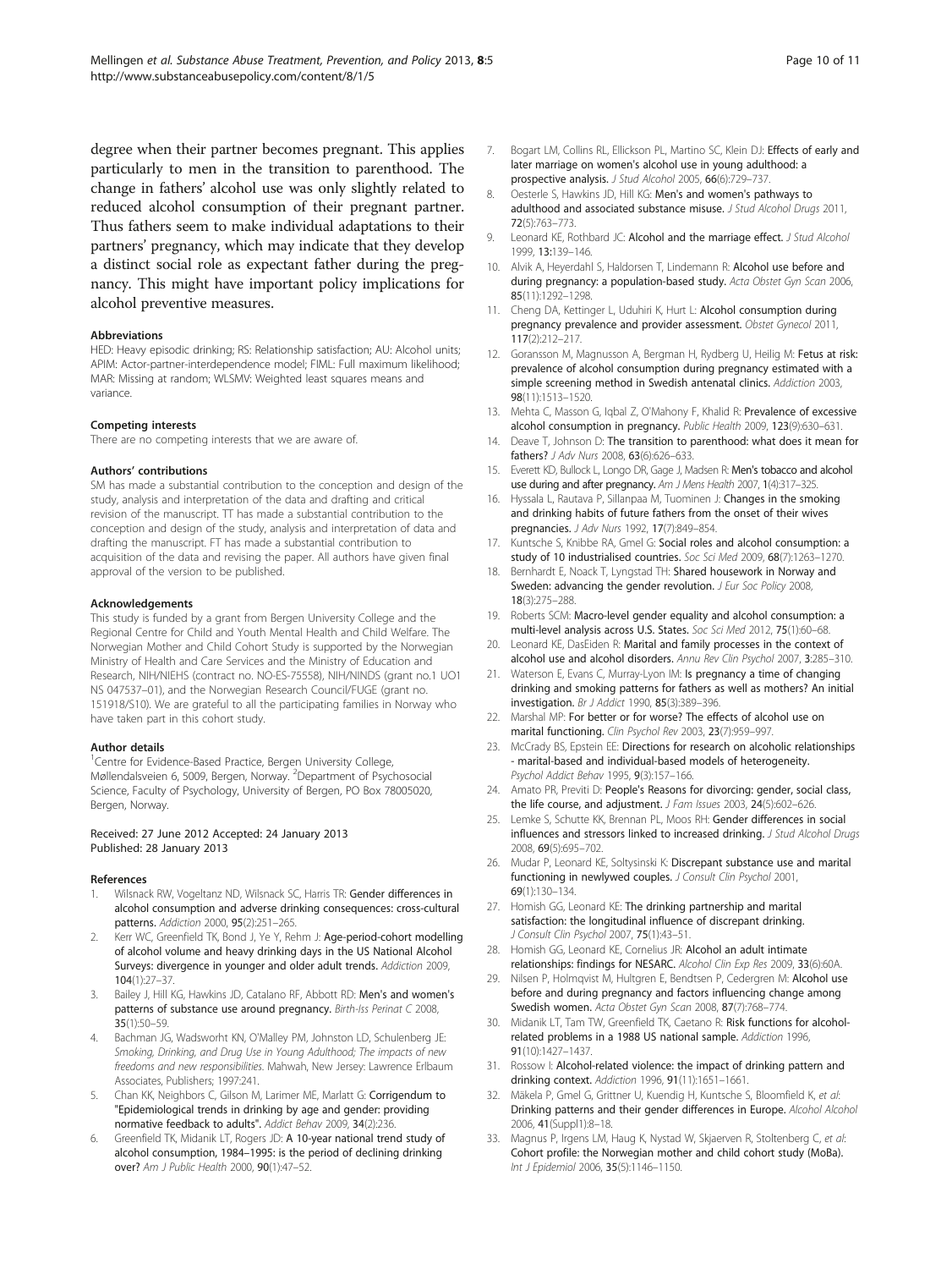degree when their partner becomes pregnant. This applies particularly to men in the transition to parenthood. The change in fathers' alcohol use was only slightly related to reduced alcohol consumption of their pregnant partner. Thus fathers seem to make individual adaptations to their partners' pregnancy, which may indicate that they develop a distinct social role as expectant father during the pregnancy. This might have important policy implications for alcohol preventive measures.

#### Abbreviations

HED: Heavy episodic drinking; RS: Relationship satisfaction; AU: Alcohol units; APIM: Actor-partner-interdependence model; FIML: Full maximum likelihood; MAR: Missing at random; WLSMV: Weighted least squares means and variance.

#### Competing interests

There are no competing interests that we are aware of.

#### Authors' contributions

SM has made a substantial contribution to the conception and design of the study, analysis and interpretation of the data and drafting and critical revision of the manuscript. TT has made a substantial contribution to the conception and design of the study, analysis and interpretation of data and drafting the manuscript. FT has made a substantial contribution to acquisition of the data and revising the paper. All authors have given final approval of the version to be published.

#### Acknowledgements

This study is funded by a grant from Bergen University College and the Regional Centre for Child and Youth Mental Health and Child Welfare. The Norwegian Mother and Child Cohort Study is supported by the Norwegian Ministry of Health and Care Services and the Ministry of Education and Research, NIH/NIEHS (contract no. NO-ES-75558), NIH/NINDS (grant no.1 UO1 NS 047537–01), and the Norwegian Research Council/FUGE (grant no. 151918/S10). We are grateful to all the participating families in Norway who have taken part in this cohort study.

#### Author details

[1]Centre for Evidence-Based Practice, Bergen University College, Møllendalsveien 6, 5009, Bergen, Norway. [2]Department of Psychosocial Science, Faculty of Psychology, University of Bergen, PO Box 78005020, Bergen, Norway.

Received: 27 June 2012 Accepted: 24 January 2013
Published: 28 January 2013

#### References

1. Wilsnack RW, Vogeltanz ND, Wilsnack SC, Harris TR: **Gender differences in alcohol consumption and adverse drinking consequences: cross-cultural patterns.** *Addiction* 2000, **95**(2):251–265.
2. Kerr WC, Greenfield TK, Bond J, Ye Y, Rehm J: **Age-period-cohort modelling of alcohol volume and heavy drinking days in the US National Alcohol Surveys: divergence in younger and older adult trends.** *Addiction* 2009, **104**(1):27–37.
3. Bailey J, Hill KG, Hawkins JD, Catalano RF, Abbott RD: **Men's and women's patterns of substance use around pregnancy.** *Birth-Iss Perinat C* 2008, **35**(1):50–59.
4. Bachman JG, Wadsworht KN, O'Malley PM, Johnston LD, Schulenberg JE: *Smoking, Drinking, and Drug Use in Young Adulthood; The impacts of new freedoms and new responsibilities.* Mahwah, New Jersey: Lawrence Erlbaum Associates, Publishers; 1997:241.
5. Chan KK, Neighbors C, Gilson M, Larimer ME, Marlatt G: **Corrigendum to "Epidemiological trends in drinking by age and gender: providing normative feedback to adults".** *Addict Behav* 2009, **34**(2):236.
6. Greenfield TK, Midanik LT, Rogers JD: **A 10-year national trend study of alcohol consumption, 1984–1995: is the period of declining drinking over?** *Am J Public Health* 2000, **90**(1):47–52.
7. Bogart LM, Collins RL, Ellickson PL, Martino SC, Klein DJ: **Effects of early and later marriage on women's alcohol use in young adulthood: a prospective analysis.** *J Stud Alcohol* 2005, **66**(6):729–737.
8. Oesterle S, Hawkins JD, Hill KG: **Men's and women's pathways to adulthood and associated substance misuse.** *J Stud Alcohol Drugs* 2011, **72**(5):763–773.
9. Leonard KE, Rothbard JC: **Alcohol and the marriage effect.** *J Stud Alcohol* 1999, **13**:139–146.
10. Alvik A, Heyerdahl S, Haldorsen T, Lindemann R: **Alcohol use before and during pregnancy: a population-based study.** *Acta Obstet Gyn Scan* 2006, **85**(11):1292–1298.
11. Cheng DA, Kettinger L, Uduhiri K, Hurt L: **Alcohol consumption during pregnancy prevalence and provider assessment.** *Obstet Gynecol* 2011, **117**(2):212–217.
12. Goransson M, Magnusson A, Bergman H, Rydberg U, Heilig M: **Fetus at risk: prevalence of alcohol consumption during pregnancy estimated with a simple screening method in Swedish antenatal clinics.** *Addiction* 2003, **98**(11):1513–1520.
13. Mehta C, Masson G, Iqbal Z, O'Mahony F, Khalid R: **Prevalence of excessive alcohol consumption in pregnancy.** *Public Health* 2009, **123**(9):630–631.
14. Deave T, Johnson D: **The transition to parenthood: what does it mean for fathers?** *J Adv Nurs* 2008, **63**(6):626–633.
15. Everett KD, Bullock L, Longo DR, Gage J, Madsen R: **Men's tobacco and alcohol use during and after pregnancy.** *Am J Mens Health* 2007, **1**(4):317–325.
16. Hyssala L, Rautava P, Sillanpaa M, Tuominen J: **Changes in the smoking and drinking habits of future fathers from the onset of their wives pregnancies.** *J Adv Nurs* 1992, **17**(7):849–854.
17. Kuntsche S, Knibbe RA, Gmel G: **Social roles and alcohol consumption: a study of 10 industrialised countries.** *Soc Sci Med* 2009, **68**(7):1263–1270.
18. Bernhardt E, Noack T, Lyngstad TH: **Shared housework in Norway and Sweden: advancing the gender revolution.** *J Eur Soc Policy* 2008, **18**(3):275–288.
19. Roberts SCM: **Macro-level gender equality and alcohol consumption: a multi-level analysis across U.S. States.** *Soc Sci Med* 2012, **75**(1):60–68.
20. Leonard KE, DasEiden R: **Marital and family processes in the context of alcohol use and alcohol disorders.** *Annu Rev Clin Psychol* 2007, **3**:285–310.
21. Waterson E, Evans C, Murray-Lyon IM: **Is pregnancy a time of changing drinking and smoking patterns for fathers as well as mothers? An initial investigation.** *Br J Addict* 1990, **85**(3):389–396.
22. Marshal MP: **For better or for worse? The effects of alcohol use on marital functioning.** *Clin Psychol Rev* 2003, **23**(7):959–997.
23. McCrady BS, Epstein EE: **Directions for research on alcoholic relationships - marital-based and individual-based models of heterogeneity.** *Psychol Addict Behav* 1995, **9**(3):157–166.
24. Amato PR, Previti D: **People's Reasons for divorcing: gender, social class, the life course, and adjustment.** *J Fam Issues* 2003, **24**(5):602–626.
25. Lemke S, Schutte KK, Brennan PL, Moos RH: **Gender differences in social influences and stressors linked to increased drinking.** *J Stud Alcohol Drugs* 2008, **69**(5):695–702.
26. Mudar P, Leonard KE, Soltysinski K: **Discrepant substance use and marital functioning in newlywed couples.** *J Consult Clin Psychol* 2001, **69**(1):130–134.
27. Homish GG, Leonard KE: **The drinking partnership and marital satisfaction: the longitudinal influence of discrepant drinking.** *J Consult Clin Psychol* 2007, **75**(1):43–51.
28. Homish GG, Leonard KE, Cornelius JR: **Alcohol an adult intimate relationships: findings for NESARC.** *Alcohol Clin Exp Res* 2009, **33**(6):60A.
29. Nilsen P, Holmqvist M, Hultgren E, Bendtsen P, Cedergren M: **Alcohol use before and during pregnancy and factors influencing change among Swedish women.** *Acta Obstet Gyn Scan* 2008, **87**(7):768–774.
30. Midanik LT, Tam TW, Greenfield TK, Caetano R: **Risk functions for alcohol-related problems in a 1988 US national sample.** *Addiction* 1996, **91**(10):1427–1437.
31. Rossow I: **Alcohol-related violence: the impact of drinking pattern and drinking context.** *Addiction* 1996, **91**(11):1651–1661.
32. Mäkela P, Gmel G, Grittner U, Kuendig H, Kuntsche S, Bloomfield K, *et al*: **Drinking patterns and their gender differences in Europe.** *Alcohol Alcohol* 2006, **41**(Suppl1):8–18.
33. Magnus P, Irgens LM, Haug K, Nystad W, Skjaerven R, Stoltenberg C, *et al*: **Cohort profile: the Norwegian mother and child cohort study (MoBa).** *Int J Epidemiol* 2006, **35**(5):1146–1150.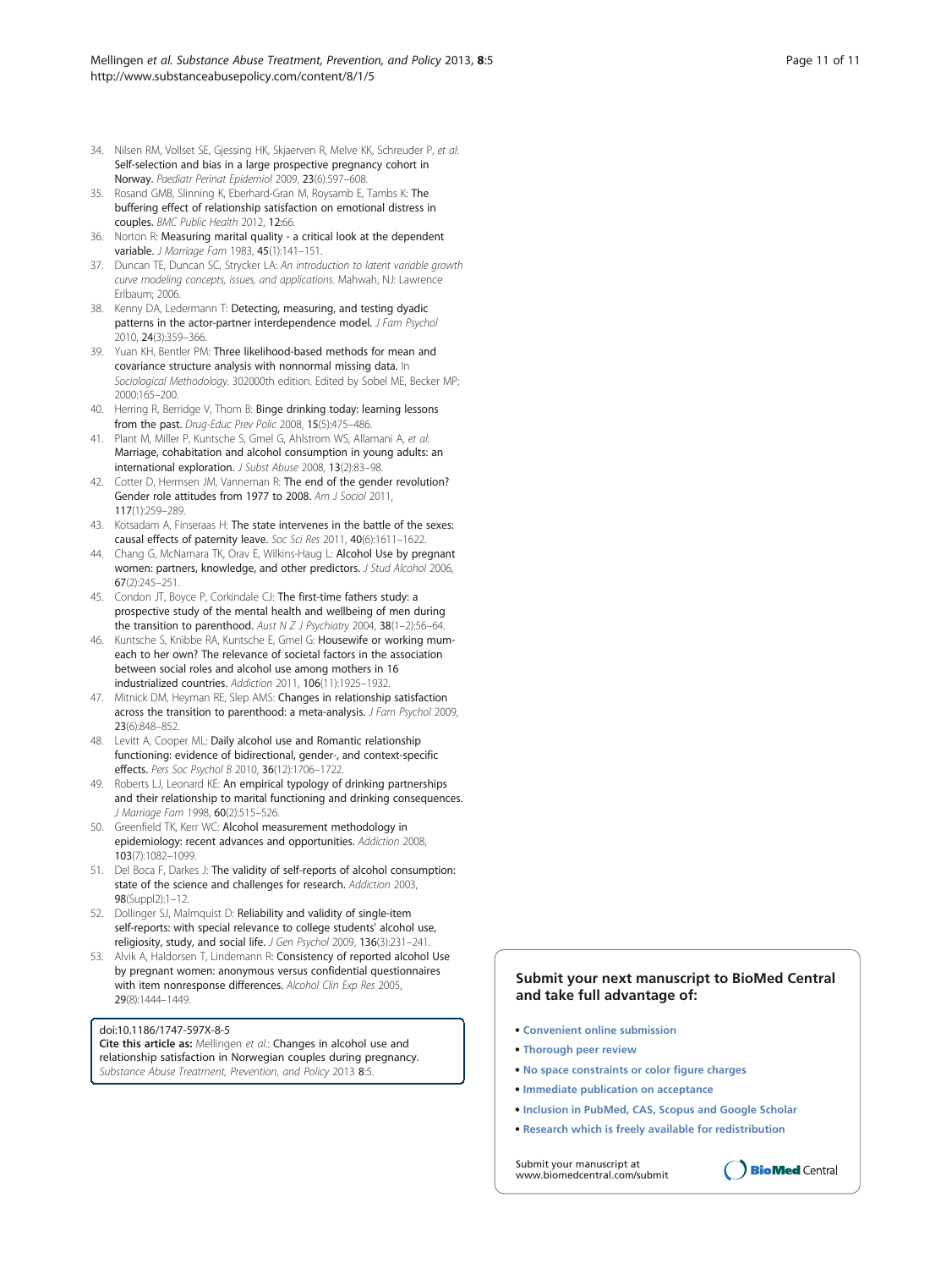34. Nilsen RM, Vollset SE, Gjessing HK, Skjaerven R, Melve KK, Schreuder P, *et al*: **Self-selection and bias in a large prospective pregnancy cohort in Norway.** *Paediatr Perinat Epidemiol* 2009, **23**(6):597–608.
35. Rosand GMB, Slinning K, Eberhard-Gran M, Roysamb E, Tambs K: **The buffering effect of relationship satisfaction on emotional distress in couples.** *BMC Public Health* 2012, **12**:66.
36. Norton R: **Measuring marital quality - a critical look at the dependent variable.** *J Marriage Fam* 1983, **45**(1):141–151.
37. Duncan TE, Duncan SC, Strycker LA: *An introduction to latent variable growth curve modeling concepts, issues, and applications.* Mahwah, NJ: Lawrence Erlbaum; 2006.
38. Kenny DA, Ledermann T: **Detecting, measuring, and testing dyadic patterns in the actor-partner interdependence model.** *J Fam Psychol* 2010, **24**(3):359–366.
39. Yuan KH, Bentler PM: **Three likelihood-based methods for mean and covariance structure analysis with nonnormal missing data.** In *Sociological Methodology.* 302000th edition. Edited by Sobel ME, Becker MP; 2000:165–200.
40. Herring R, Berridge V, Thom B: **Binge drinking today: learning lessons from the past.** *Drug-Educ Prev Polic* 2008, **15**(5):475–486.
41. Plant M, Miller P, Kuntsche S, Gmel G, Ahlstrom WS, Allamani A, *et al*: **Marriage, cohabitation and alcohol consumption in young adults: an international exploration.** *J Subst Abuse* 2008, **13**(2):83–98.
42. Cotter D, Hermsen JM, Vanneman R: **The end of the gender revolution? Gender role attitudes from 1977 to 2008.** *Am J Sociol* 2011, **117**(1):259–289.
43. Kotsadam A, Finseraas H: **The state intervenes in the battle of the sexes: causal effects of paternity leave.** *Soc Sci Res* 2011, **40**(6):1611–1622.
44. Chang G, McNamara TK, Orav E, Wilkins-Haug L: **Alcohol Use by pregnant women: partners, knowledge, and other predictors.** *J Stud Alcohol* 2006, **67**(2):245–251.
45. Condon JT, Boyce P, Corkindale CJ: **The first-time fathers study: a prospective study of the mental health and wellbeing of men during the transition to parenthood.** *Aust N Z J Psychiatry* 2004, **38**(1–2):56–64.
46. Kuntsche S, Knibbe RA, Kuntsche E, Gmel G: **Housewife or working mum-each to her own? The relevance of societal factors in the association between social roles and alcohol use among mothers in 16 industrialized countries.** *Addiction* 2011, **106**(11):1925–1932.
47. Mitnick DM, Heyman RE, Slep AMS: **Changes in relationship satisfaction across the transition to parenthood: a meta-analysis.** *J Fam Psychol* 2009, **23**(6):848–852.
48. Levitt A, Cooper ML: **Daily alcohol use and Romantic relationship functioning: evidence of bidirectional, gender-, and context-specific effects.** *Pers Soc Psychol B* 2010, **36**(12):1706–1722.
49. Roberts LJ, Leonard KE: **An empirical typology of drinking partnerships and their relationship to marital functioning and drinking consequences.** *J Marriage Fam* 1998, **60**(2):515–526.
50. Greenfield TK, Kerr WC: **Alcohol measurement methodology in epidemiology: recent advances and opportunities.** *Addiction* 2008, **103**(7):1082–1099.
51. Del Boca F, Darkes J: **The validity of self-reports of alcohol consumption: state of the science and challenges for research.** *Addiction* 2003, **98**(Suppl2):1–12.
52. Dollinger SJ, Malmquist D: **Reliability and validity of single-item self-reports: with special relevance to college students' alcohol use, religiosity, study, and social life.** *J Gen Psychol* 2009, **136**(3):231–241.
53. Alvik A, Haldorsen T, Lindemann R: **Consistency of reported alcohol Use by pregnant women: anonymous versus confidential questionnaires with item nonresponse differences.** *Alcohol Clin Exp Res* 2005, **29**(8):1444–1449.

doi:10.1186/1747-597X-8-5

**Cite this article as:** Mellingen *et al.*: Changes in alcohol use and relationship satisfaction in Norwegian couples during pregnancy. *Substance Abuse Treatment, Prevention, and Policy* 2013 **8**:5.

**Submit your next manuscript to BioMed Central and take full advantage of:**

- **Convenient online submission**
- **Thorough peer review**
- **No space constraints or color figure charges**
- **Immediate publication on acceptance**
- **Inclusion in PubMed, CAS, Scopus and Google Scholar**
- **Research which is freely available for redistribution**

Submit your manuscript at www.biomedcentral.com/submit

BioMed Central